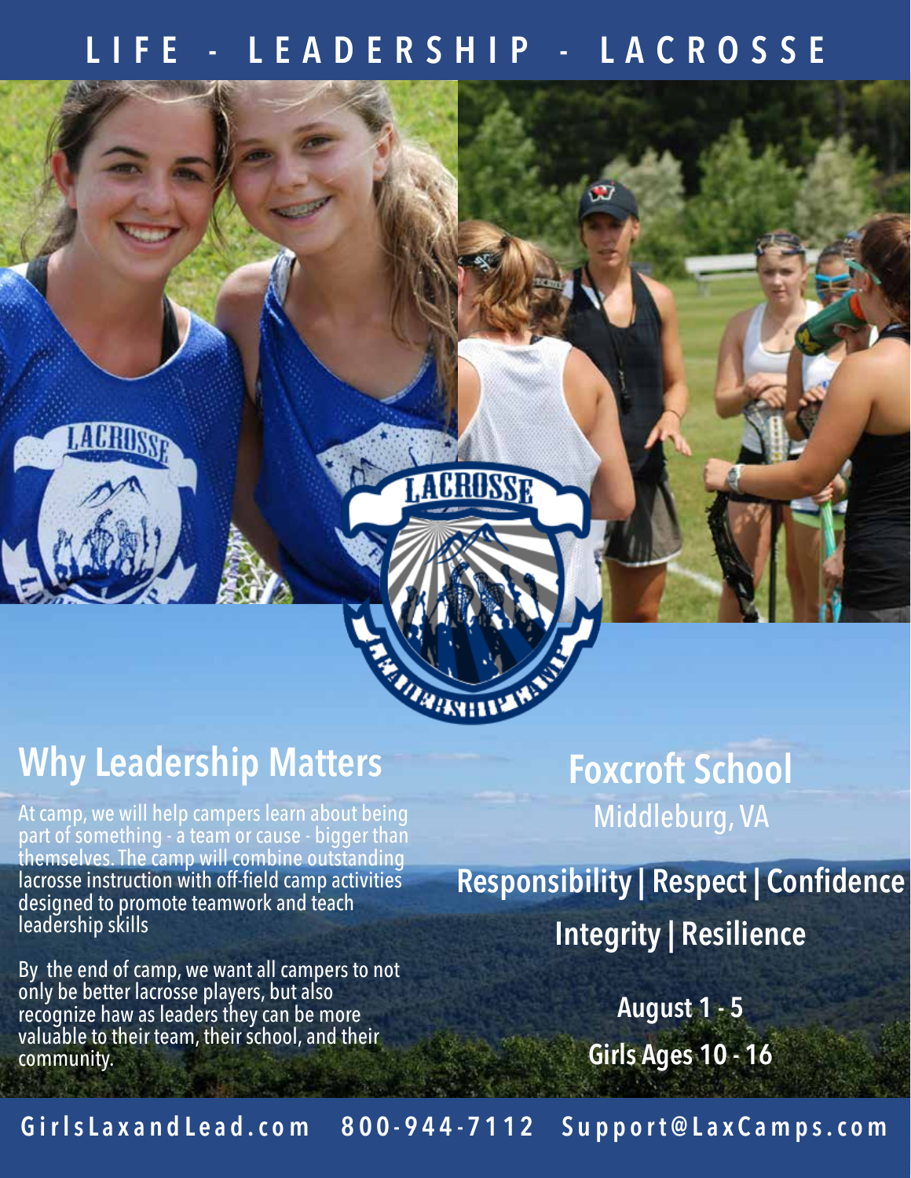# LIFE - LEADERSHIP - LACROSSE

## Why Leadership Matters

At camp, we will help campers learn about being part of something - a team or cause - bigger than themselves. The camp will combine outstanding lacrosse instruction with off-field camp activities designed to promote teamwork and teach leadership skills

By the end of camp, we want all campers to not only be better lacrosse players, but also recognize haw as leaders they can be more valuable to their team, their school, and their community.

## Foxcroft School

Middleburg, VA

**Responsibility | Respect | Confidence**

**Integrity | Resilience**

**August 1 - 5**

**Girls Ages 10 - 16**

GirlsLaxandLead.com 800-944-7112 Support@LaxCamps.com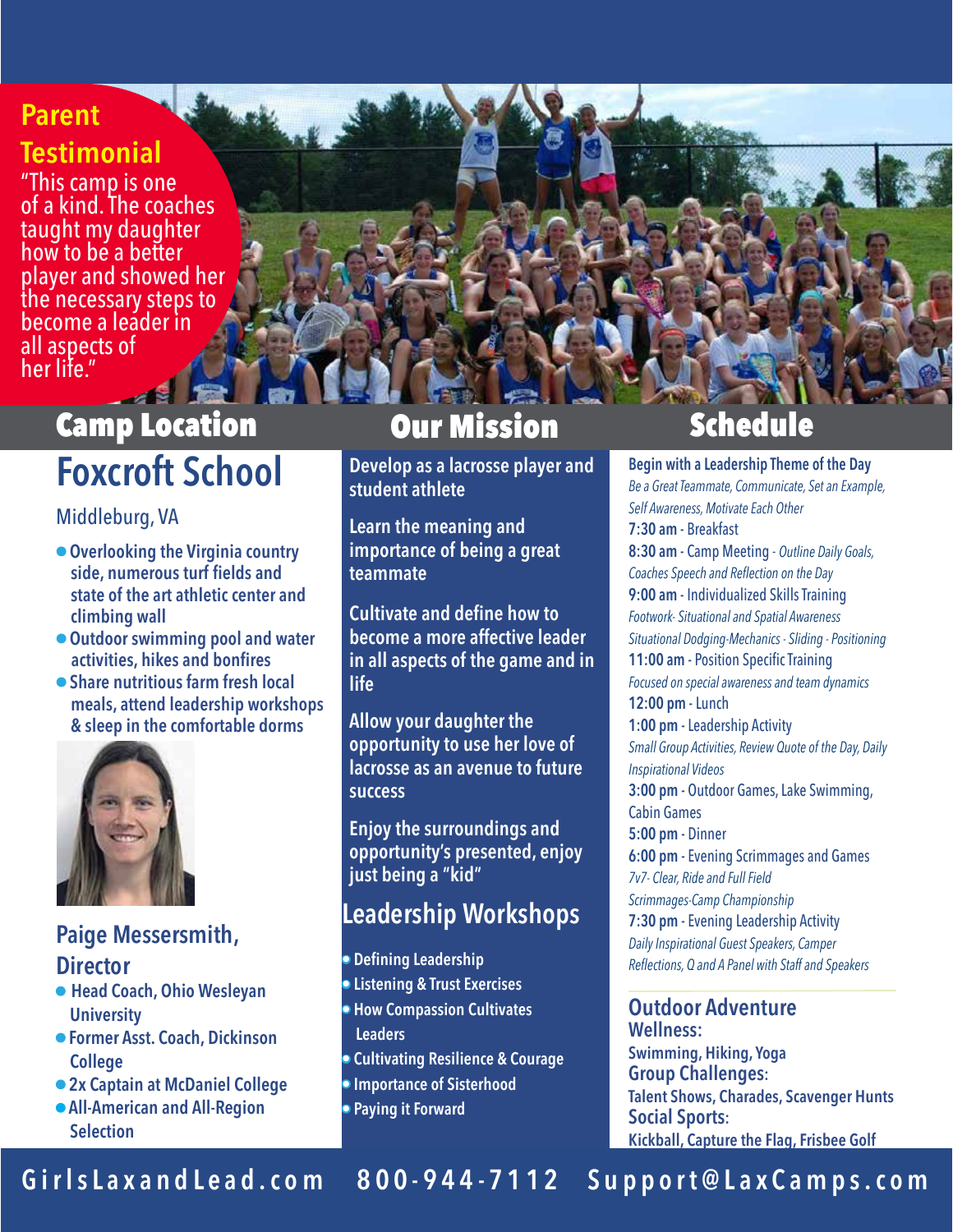## Parent Testimonial

"This camp is one of a kind. The coaches taught my daughter how to be a better player and showed her the necessary steps to become a leader in all aspects of her life."

## Camp Location

# Foxcroft School

Middleburg, VA

- Overlooking the Virginia country side, numerous turf fields and state of the art athletic center and climbing wall
- Outdoor swimming pool and water activities, hikes and bonfires
- Share nutritious farm fresh local meals, attend leadership workshops & sleep in the comfortable dorms

### Paige Messersmith, Director

- Head Coach, Ohio Wesleyan University
- Former Asst. Coach, Dickinson College
- 2x Captain at McDaniel College
- All-American and All-Region Selection

## Our Mission

**Develop as a lacrosse player and student athlete**

**Learn the meaning and importance of being a great teammate**

**Cultivate and define how to become a more affective leader in all aspects of the game and in life**

**Allow your daughter the opportunity to use her love of lacrosse as an avenue to future success**

**Enjoy the surroundings and opportunity's presented, enjoy just being a "kid"**

## Leadership Workshops

- Defining Leadership
- Listening & Trust Exercises
- How Compassion Cultivates Leaders
- Cultivating Resilience & Courage
- Importance of Sisterhood
- Paying it Forward

## Schedule

**Begin with a Leadership Theme of the Day**
*Be a Great Teammate, Communicate, Set an Example, Self Awareness, Motivate Each Other*

**7:30 am** - Breakfast

**8:30 am** - Camp Meeting - *Outline Daily Goals, Coaches Speech and Reflection on the Day*

**9:00 am** - Individualized Skills Training
*Footwork- Situational and Spatial Awareness Situational Dodging-Mechanics - Sliding - Positioning*

**11:00 am** - Position Specific Training
*Focused on special awareness and team dynamics*

**12:00 pm** - Lunch

**1:00 pm** - Leadership Activity
*Small Group Activities, Review Quote of the Day, Daily Inspirational Videos*

**3:00 pm** - Outdoor Games, Lake Swimming, Cabin Games

**5:00 pm** - Dinner

**6:00 pm** - Evening Scrimmages and Games
*7v7- Clear, Ride and Full Field Scrimmages-Camp Championship*

**7:30 pm** - Evening Leadership Activity
*Daily Inspirational Guest Speakers, Camper Reflections, Q and A Panel with Staff and Speakers*

### Outdoor Adventure

**Wellness:**
Swimming, Hiking, Yoga

**Group Challenges:**
Talent Shows, Charades, Scavenger Hunts

**Social Sports:**
Kickball, Capture the Flag, Frisbee Golf

**GirlsLaxandLead.com 800-944-7112 Support@LaxCamps.com**